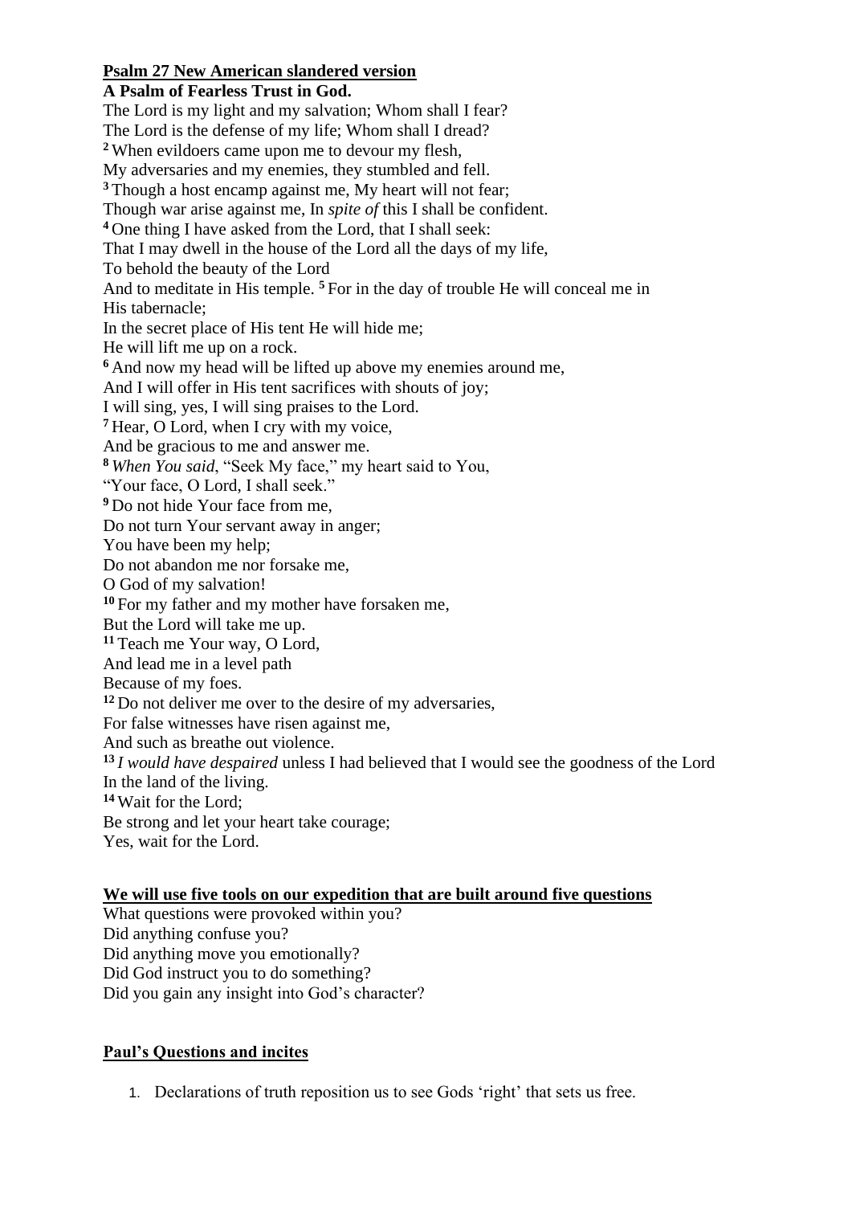**Psalm 27 New American slandered version**

**A Psalm of Fearless Trust in God.**

The Lord is my light and my salvation; Whom shall I fear?
The Lord is the defense of my life; Whom shall I dread?
[2] When evildoers came upon me to devour my flesh,
My adversaries and my enemies, they stumbled and fell.
[3] Though a host encamp against me, My heart will not fear;
Though war arise against me, In *spite of* this I shall be confident.
[4] One thing I have asked from the Lord, that I shall seek:
That I may dwell in the house of the Lord all the days of my life,
To behold the beauty of the Lord
And to meditate in His temple. [5] For in the day of trouble He will conceal me in His tabernacle;
In the secret place of His tent He will hide me;
He will lift me up on a rock.
[6] And now my head will be lifted up above my enemies around me,
And I will offer in His tent sacrifices with shouts of joy;
I will sing, yes, I will sing praises to the Lord.
[7] Hear, O Lord, when I cry with my voice,
And be gracious to me and answer me.
[8] *When You said*, "Seek My face," my heart said to You,
"Your face, O Lord, I shall seek."
[9] Do not hide Your face from me,
Do not turn Your servant away in anger;
You have been my help;
Do not abandon me nor forsake me,
O God of my salvation!
[10] For my father and my mother have forsaken me,
But the Lord will take me up.
[11] Teach me Your way, O Lord,
And lead me in a level path
Because of my foes.
[12] Do not deliver me over to the desire of my adversaries,
For false witnesses have risen against me,
And such as breathe out violence.
[13] *I would have despaired* unless I had believed that I would see the goodness of the Lord
In the land of the living.
[14] Wait for the Lord;
Be strong and let your heart take courage;
Yes, wait for the Lord.

**We will use five tools on our expedition that are built around five questions**

What questions were provoked within you?
Did anything confuse you?
Did anything move you emotionally?
Did God instruct you to do something?
Did you gain any insight into God's character?

**Paul's Questions and incites**

1. Declarations of truth reposition us to see Gods 'right' that sets us free.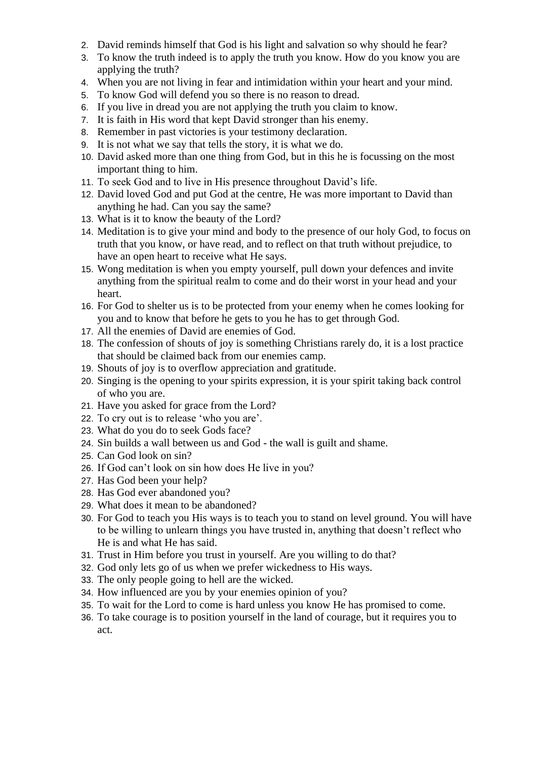2. David reminds himself that God is his light and salvation so why should he fear?
3. To know the truth indeed is to apply the truth you know. How do you know you are applying the truth?
4. When you are not living in fear and intimidation within your heart and your mind.
5. To know God will defend you so there is no reason to dread.
6. If you live in dread you are not applying the truth you claim to know.
7. It is faith in His word that kept David stronger than his enemy.
8. Remember in past victories is your testimony declaration.
9. It is not what we say that tells the story, it is what we do.
10. David asked more than one thing from God, but in this he is focussing on the most important thing to him.
11. To seek God and to live in His presence throughout David's life.
12. David loved God and put God at the centre, He was more important to David than anything he had. Can you say the same?
13. What is it to know the beauty of the Lord?
14. Meditation is to give your mind and body to the presence of our holy God, to focus on truth that you know, or have read, and to reflect on that truth without prejudice, to have an open heart to receive what He says.
15. Wong meditation is when you empty yourself, pull down your defences and invite anything from the spiritual realm to come and do their worst in your head and your heart.
16. For God to shelter us is to be protected from your enemy when he comes looking for you and to know that before he gets to you he has to get through God.
17. All the enemies of David are enemies of God.
18. The confession of shouts of joy is something Christians rarely do, it is a lost practice that should be claimed back from our enemies camp.
19. Shouts of joy is to overflow appreciation and gratitude.
20. Singing is the opening to your spirits expression, it is your spirit taking back control of who you are.
21. Have you asked for grace from the Lord?
22. To cry out is to release 'who you are'.
23. What do you do to seek Gods face?
24. Sin builds a wall between us and God - the wall is guilt and shame.
25. Can God look on sin?
26. If God can't look on sin how does He live in you?
27. Has God been your help?
28. Has God ever abandoned you?
29. What does it mean to be abandoned?
30. For God to teach you His ways is to teach you to stand on level ground. You will have to be willing to unlearn things you have trusted in, anything that doesn't reflect who He is and what He has said.
31. Trust in Him before you trust in yourself. Are you willing to do that?
32. God only lets go of us when we prefer wickedness to His ways.
33. The only people going to hell are the wicked.
34. How influenced are you by your enemies opinion of you?
35. To wait for the Lord to come is hard unless you know He has promised to come.
36. To take courage is to position yourself in the land of courage, but it requires you to act.